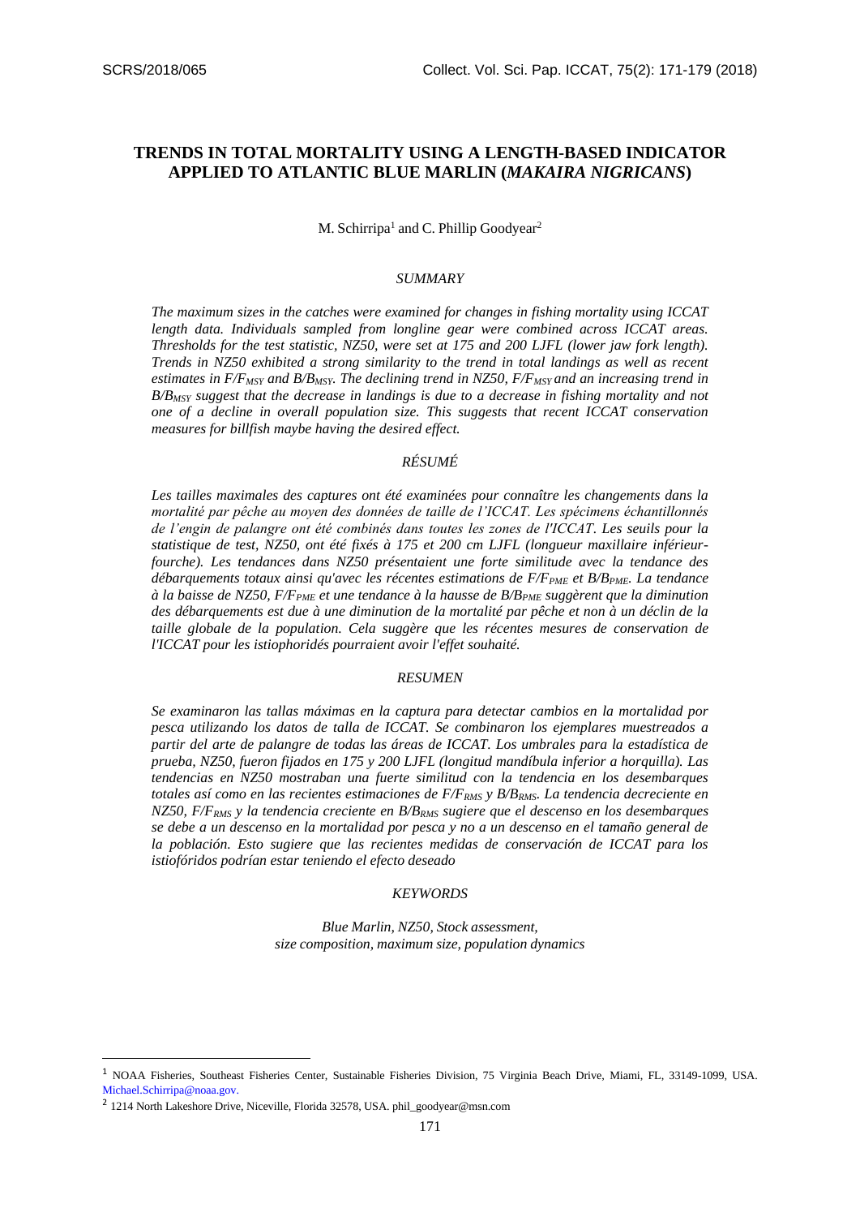# TRENDS IN TOTAL MORTALITY USING A LENGTH-BASED INDICATOR APPLIED TO ATLANTIC BLUE MARLIN (*MAKAIRA NIGRICANS*)

M. Schirripa[1] and C. Phillip Goodyear[2]

## SUMMARY

*The maximum sizes in the catches were examined for changes in fishing mortality using ICCAT length data. Individuals sampled from longline gear were combined across ICCAT areas. Thresholds for the test statistic, NZ50, were set at 175 and 200 LJFL (lower jaw fork length). Trends in NZ50 exhibited a strong similarity to the trend in total landings as well as recent estimates in $F/F_{MSY}$ and $B/B_{MSY}$. The declining trend in NZ50, $F/F_{MSY}$ and an increasing trend in $B/B_{MSY}$ suggest that the decrease in landings is due to a decrease in fishing mortality and not one of a decline in overall population size. This suggests that recent ICCAT conservation measures for billfish maybe having the desired effect.*

## RÉSUMÉ

*Les tailles maximales des captures ont été examinées pour connaître les changements dans la mortalité par pêche au moyen des données de taille de l'ICCAT. Les spécimens échantillonnés de l'engin de palangre ont été combinés dans toutes les zones de l'ICCAT. Les seuils pour la statistique de test, NZ50, ont été fixés à 175 et 200 cm LJFL (longueur maxillaire inférieur-fourche). Les tendances dans NZ50 présentaient une forte similitude avec la tendance des débarquements totaux ainsi qu'avec les récentes estimations de $F/F_{PME}$ et $B/B_{PME}$. La tendance à la baisse de NZ50, $F/F_{PME}$ et une tendance à la hausse de $B/B_{PME}$ suggèrent que la diminution des débarquements est due à une diminution de la mortalité par pêche et non à un déclin de la taille globale de la population. Cela suggère que les récentes mesures de conservation de l'ICCAT pour les istiophoridés pourraient avoir l'effet souhaité.*

## RESUMEN

*Se examinaron las tallas máximas en la captura para detectar cambios en la mortalidad por pesca utilizando los datos de talla de ICCAT. Se combinaron los ejemplares muestreados a partir del arte de palangre de todas las áreas de ICCAT. Los umbrales para la estadística de prueba, NZ50, fueron fijados en 175 y 200 LJFL (longitud mandíbula inferior a horquilla). Las tendencias en NZ50 mostraban una fuerte similitud con la tendencia en los desembarques totales así como en las recientes estimaciones de $F/F_{RMS}$ y $B/B_{RMS}$. La tendencia decreciente en NZ50, $F/F_{RMS}$ y la tendencia creciente en $B/B_{RMS}$ sugiere que el descenso en los desembarques se debe a un descenso en la mortalidad por pesca y no a un descenso en el tamaño general de la población. Esto sugiere que las recientes medidas de conservación de ICCAT para los istiofóridos podrían estar teniendo el efecto deseado*

## KEYWORDS

*Blue Marlin, NZ50, Stock assessment, size composition, maximum size, population dynamics*

---

[1] NOAA Fisheries, Southeast Fisheries Center, Sustainable Fisheries Division, 75 Virginia Beach Drive, Miami, FL, 33149-1099, USA. Michael.Schirripa@noaa.gov.

[2] 1214 North Lakeshore Drive, Niceville, Florida 32578, USA. phil_goodyear@msn.com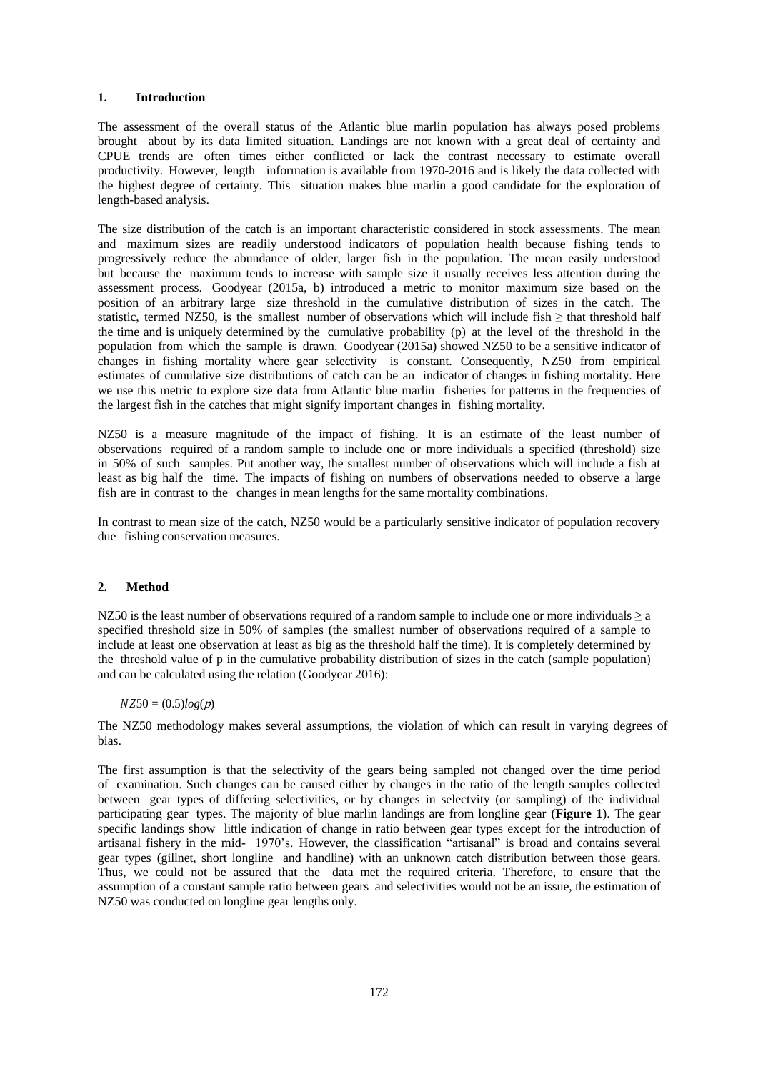## 1. Introduction

The assessment of the overall status of the Atlantic blue marlin population has always posed problems brought about by its data limited situation. Landings are not known with a great deal of certainty and CPUE trends are often times either conflicted or lack the contrast necessary to estimate overall productivity. However, length information is available from 1970-2016 and is likely the data collected with the highest degree of certainty. This situation makes blue marlin a good candidate for the exploration of length-based analysis.

The size distribution of the catch is an important characteristic considered in stock assessments. The mean and maximum sizes are readily understood indicators of population health because fishing tends to progressively reduce the abundance of older, larger fish in the population. The mean easily understood but because the maximum tends to increase with sample size it usually receives less attention during the assessment process. Goodyear (2015a, b) introduced a metric to monitor maximum size based on the position of an arbitrary large size threshold in the cumulative distribution of sizes in the catch. The statistic, termed NZ50, is the smallest number of observations which will include fish ≥ that threshold half the time and is uniquely determined by the cumulative probability (p) at the level of the threshold in the population from which the sample is drawn. Goodyear (2015a) showed NZ50 to be a sensitive indicator of changes in fishing mortality where gear selectivity is constant. Consequently, NZ50 from empirical estimates of cumulative size distributions of catch can be an indicator of changes in fishing mortality. Here we use this metric to explore size data from Atlantic blue marlin fisheries for patterns in the frequencies of the largest fish in the catches that might signify important changes in fishing mortality.

NZ50 is a measure magnitude of the impact of fishing. It is an estimate of the least number of observations required of a random sample to include one or more individuals a specified (threshold) size in 50% of such samples. Put another way, the smallest number of observations which will include a fish at least as big half the time. The impacts of fishing on numbers of observations needed to observe a large fish are in contrast to the changes in mean lengths for the same mortality combinations.

In contrast to mean size of the catch, NZ50 would be a particularly sensitive indicator of population recovery due fishing conservation measures.

## 2. Method

NZ50 is the least number of observations required of a random sample to include one or more individuals ≥ a specified threshold size in 50% of samples (the smallest number of observations required of a sample to include at least one observation at least as big as the threshold half the time). It is completely determined by the threshold value of p in the cumulative probability distribution of sizes in the catch (sample population) and can be calculated using the relation (Goodyear 2016):

$$NZ50 = (0.5)log(p)$$

The NZ50 methodology makes several assumptions, the violation of which can result in varying degrees of bias.

The first assumption is that the selectivity of the gears being sampled not changed over the time period of examination. Such changes can be caused either by changes in the ratio of the length samples collected between gear types of differing selectivities, or by changes in selectvity (or sampling) of the individual participating gear types. The majority of blue marlin landings are from longline gear (**Figure 1**). The gear specific landings show little indication of change in ratio between gear types except for the introduction of artisanal fishery in the mid- 1970's. However, the classification "artisanal" is broad and contains several gear types (gillnet, short longline and handline) with an unknown catch distribution between those gears. Thus, we could not be assured that the data met the required criteria. Therefore, to ensure that the assumption of a constant sample ratio between gears and selectivities would not be an issue, the estimation of NZ50 was conducted on longline gear lengths only.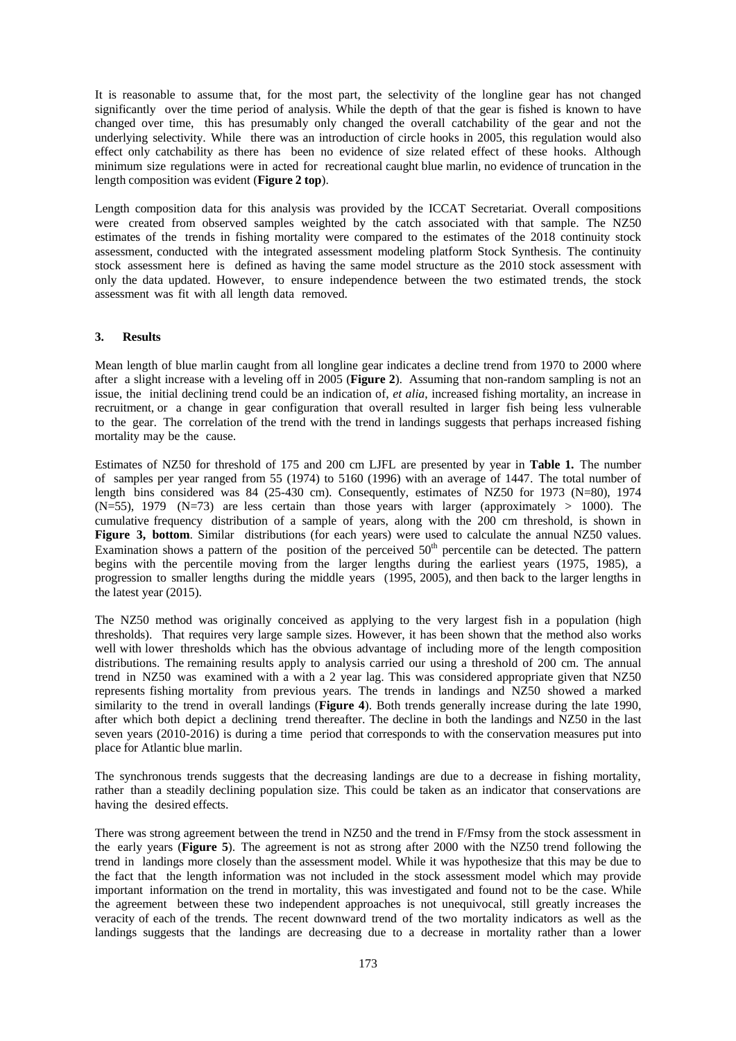It is reasonable to assume that, for the most part, the selectivity of the longline gear has not changed significantly over the time period of analysis. While the depth of that the gear is fished is known to have changed over time, this has presumably only changed the overall catchability of the gear and not the underlying selectivity. While there was an introduction of circle hooks in 2005, this regulation would also effect only catchability as there has been no evidence of size related effect of these hooks. Although minimum size regulations were in acted for recreational caught blue marlin, no evidence of truncation in the length composition was evident (**Figure 2 top**).

Length composition data for this analysis was provided by the ICCAT Secretariat. Overall compositions were created from observed samples weighted by the catch associated with that sample. The NZ50 estimates of the trends in fishing mortality were compared to the estimates of the 2018 continuity stock assessment, conducted with the integrated assessment modeling platform Stock Synthesis. The continuity stock assessment here is defined as having the same model structure as the 2010 stock assessment with only the data updated. However, to ensure independence between the two estimated trends, the stock assessment was fit with all length data removed.

## 3. Results

Mean length of blue marlin caught from all longline gear indicates a decline trend from 1970 to 2000 where after a slight increase with a leveling off in 2005 (**Figure 2**). Assuming that non-random sampling is not an issue, the initial declining trend could be an indication of, *et alia*, increased fishing mortality, an increase in recruitment, or a change in gear configuration that overall resulted in larger fish being less vulnerable to the gear. The correlation of the trend with the trend in landings suggests that perhaps increased fishing mortality may be the cause.

Estimates of NZ50 for threshold of 175 and 200 cm LJFL are presented by year in **Table 1.** The number of samples per year ranged from 55 (1974) to 5160 (1996) with an average of 1447. The total number of length bins considered was 84 (25-430 cm). Consequently, estimates of NZ50 for 1973 (N=80), 1974 (N=55), 1979 (N=73) are less certain than those years with larger (approximately > 1000). The cumulative frequency distribution of a sample of years, along with the 200 cm threshold, is shown in **Figure 3, bottom**. Similar distributions (for each years) were used to calculate the annual NZ50 values. Examination shows a pattern of the position of the perceived 50th percentile can be detected. The pattern begins with the percentile moving from the larger lengths during the earliest years (1975, 1985), a progression to smaller lengths during the middle years (1995, 2005), and then back to the larger lengths in the latest year (2015).

The NZ50 method was originally conceived as applying to the very largest fish in a population (high thresholds). That requires very large sample sizes. However, it has been shown that the method also works well with lower thresholds which has the obvious advantage of including more of the length composition distributions. The remaining results apply to analysis carried our using a threshold of 200 cm. The annual trend in NZ50 was examined with a with a 2 year lag. This was considered appropriate given that NZ50 represents fishing mortality from previous years. The trends in landings and NZ50 showed a marked similarity to the trend in overall landings (**Figure 4**). Both trends generally increase during the late 1990, after which both depict a declining trend thereafter. The decline in both the landings and NZ50 in the last seven years (2010-2016) is during a time period that corresponds to with the conservation measures put into place for Atlantic blue marlin.

The synchronous trends suggests that the decreasing landings are due to a decrease in fishing mortality, rather than a steadily declining population size. This could be taken as an indicator that conservations are having the desired effects.

There was strong agreement between the trend in NZ50 and the trend in F/Fmsy from the stock assessment in the early years (**Figure 5**). The agreement is not as strong after 2000 with the NZ50 trend following the trend in landings more closely than the assessment model. While it was hypothesize that this may be due to the fact that the length information was not included in the stock assessment model which may provide important information on the trend in mortality, this was investigated and found not to be the case. While the agreement between these two independent approaches is not unequivocal, still greatly increases the veracity of each of the trends. The recent downward trend of the two mortality indicators as well as the landings suggests that the landings are decreasing due to a decrease in mortality rather than a lower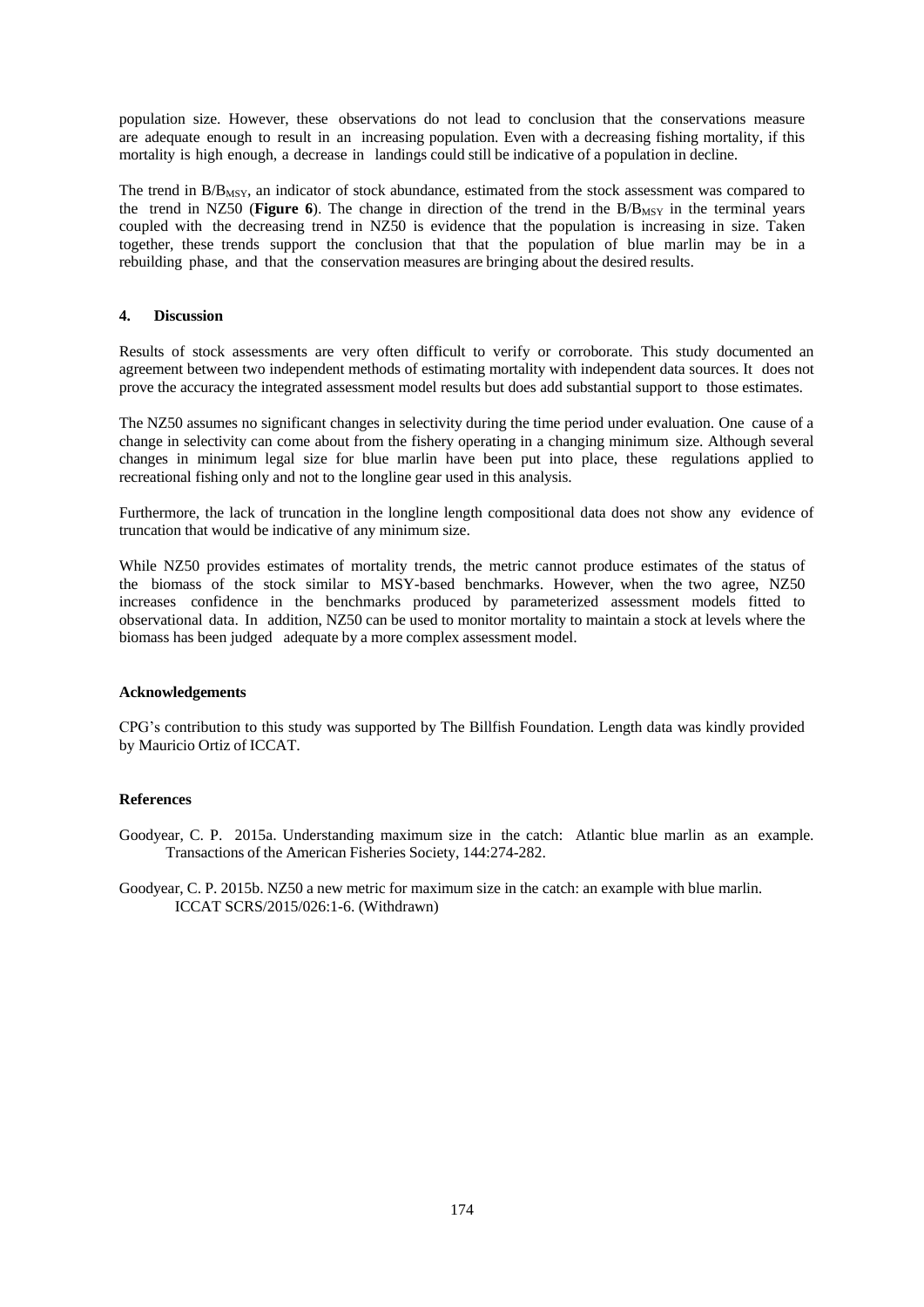population size. However, these observations do not lead to conclusion that the conservations measure are adequate enough to result in an increasing population. Even with a decreasing fishing mortality, if this mortality is high enough, a decrease in landings could still be indicative of a population in decline.

The trend in $B/B_{MSY}$, an indicator of stock abundance, estimated from the stock assessment was compared to the trend in NZ50 (**Figure 6**). The change in direction of the trend in the $B/B_{MSY}$ in the terminal years coupled with the decreasing trend in NZ50 is evidence that the population is increasing in size. Taken together, these trends support the conclusion that that the population of blue marlin may be in a rebuilding phase, and that the conservation measures are bringing about the desired results.

## 4. Discussion

Results of stock assessments are very often difficult to verify or corroborate. This study documented an agreement between two independent methods of estimating mortality with independent data sources. It does not prove the accuracy the integrated assessment model results but does add substantial support to those estimates.

The NZ50 assumes no significant changes in selectivity during the time period under evaluation. One cause of a change in selectivity can come about from the fishery operating in a changing minimum size. Although several changes in minimum legal size for blue marlin have been put into place, these regulations applied to recreational fishing only and not to the longline gear used in this analysis.

Furthermore, the lack of truncation in the longline length compositional data does not show any evidence of truncation that would be indicative of any minimum size.

While NZ50 provides estimates of mortality trends, the metric cannot produce estimates of the status of the biomass of the stock similar to MSY-based benchmarks. However, when the two agree, NZ50 increases confidence in the benchmarks produced by parameterized assessment models fitted to observational data. In addition, NZ50 can be used to monitor mortality to maintain a stock at levels where the biomass has been judged adequate by a more complex assessment model.

### Acknowledgements

CPG's contribution to this study was supported by The Billfish Foundation. Length data was kindly provided by Mauricio Ortiz of ICCAT.

### References

Goodyear, C. P. 2015a. Understanding maximum size in the catch: Atlantic blue marlin as an example. Transactions of the American Fisheries Society, 144:274-282.

Goodyear, C. P. 2015b. NZ50 a new metric for maximum size in the catch: an example with blue marlin. ICCAT SCRS/2015/026:1-6. (Withdrawn)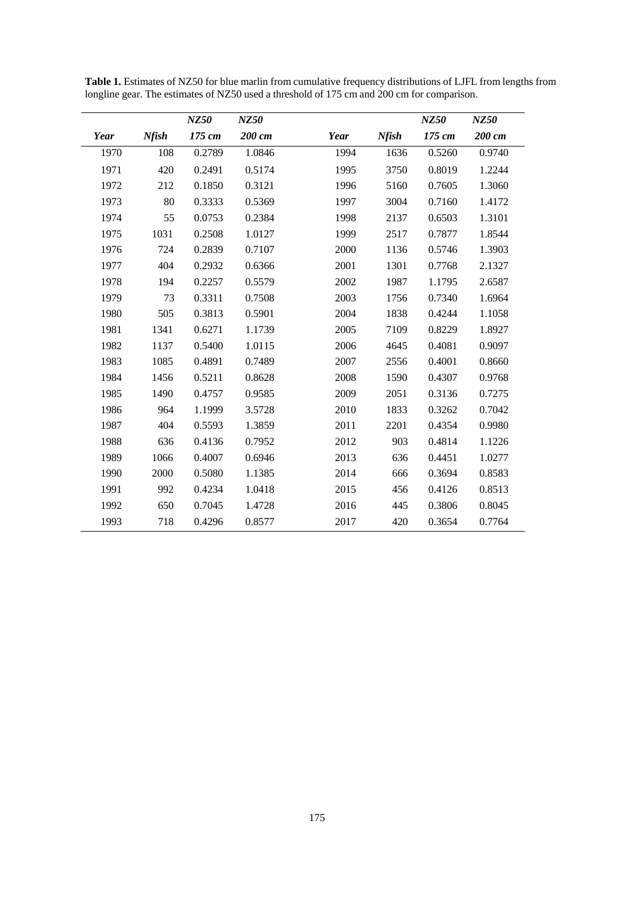**Table 1.** Estimates of NZ50 for blue marlin from cumulative frequency distributions of LJFL from lengths from longline gear. The estimates of NZ50 used a threshold of 175 cm and 200 cm for comparison.

| | | *NZ50* | *NZ50* | | | *NZ50* | *NZ50* |
|---|---|---|---|---|---|---|---|
| ***Year*** | ***Nfish*** | ***175 cm*** | ***200 cm*** | ***Year*** | ***Nfish*** | ***175 cm*** | ***200 cm*** |
| 1970 | 108 | 0.2789 | 1.0846 | 1994 | 1636 | 0.5260 | 0.9740 |
| 1971 | 420 | 0.2491 | 0.5174 | 1995 | 3750 | 0.8019 | 1.2244 |
| 1972 | 212 | 0.1850 | 0.3121 | 1996 | 5160 | 0.7605 | 1.3060 |
| 1973 | 80 | 0.3333 | 0.5369 | 1997 | 3004 | 0.7160 | 1.4172 |
| 1974 | 55 | 0.0753 | 0.2384 | 1998 | 2137 | 0.6503 | 1.3101 |
| 1975 | 1031 | 0.2508 | 1.0127 | 1999 | 2517 | 0.7877 | 1.8544 |
| 1976 | 724 | 0.2839 | 0.7107 | 2000 | 1136 | 0.5746 | 1.3903 |
| 1977 | 404 | 0.2932 | 0.6366 | 2001 | 1301 | 0.7768 | 2.1327 |
| 1978 | 194 | 0.2257 | 0.5579 | 2002 | 1987 | 1.1795 | 2.6587 |
| 1979 | 73 | 0.3311 | 0.7508 | 2003 | 1756 | 0.7340 | 1.6964 |
| 1980 | 505 | 0.3813 | 0.5901 | 2004 | 1838 | 0.4244 | 1.1058 |
| 1981 | 1341 | 0.6271 | 1.1739 | 2005 | 7109 | 0.8229 | 1.8927 |
| 1982 | 1137 | 0.5400 | 1.0115 | 2006 | 4645 | 0.4081 | 0.9097 |
| 1983 | 1085 | 0.4891 | 0.7489 | 2007 | 2556 | 0.4001 | 0.8660 |
| 1984 | 1456 | 0.5211 | 0.8628 | 2008 | 1590 | 0.4307 | 0.9768 |
| 1985 | 1490 | 0.4757 | 0.9585 | 2009 | 2051 | 0.3136 | 0.7275 |
| 1986 | 964 | 1.1999 | 3.5728 | 2010 | 1833 | 0.3262 | 0.7042 |
| 1987 | 404 | 0.5593 | 1.3859 | 2011 | 2201 | 0.4354 | 0.9980 |
| 1988 | 636 | 0.4136 | 0.7952 | 2012 | 903 | 0.4814 | 1.1226 |
| 1989 | 1066 | 0.4007 | 0.6946 | 2013 | 636 | 0.4451 | 1.0277 |
| 1990 | 2000 | 0.5080 | 1.1385 | 2014 | 666 | 0.3694 | 0.8583 |
| 1991 | 992 | 0.4234 | 1.0418 | 2015 | 456 | 0.4126 | 0.8513 |
| 1992 | 650 | 0.7045 | 1.4728 | 2016 | 445 | 0.3806 | 0.8045 |
| 1993 | 718 | 0.4296 | 0.8577 | 2017 | 420 | 0.3654 | 0.7764 |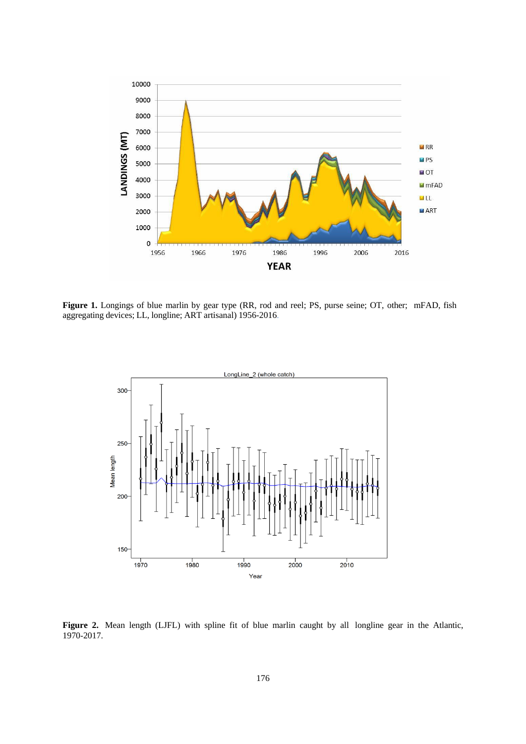**Figure 1.** Longings of blue marlin by gear type (RR, rod and reel; PS, purse seine; OT, other; mFAD, fish aggregating devices; LL, longline; ART artisanal) 1956-2016.

**Figure 2.** Mean length (LJFL) with spline fit of blue marlin caught by all longline gear in the Atlantic, 1970-2017.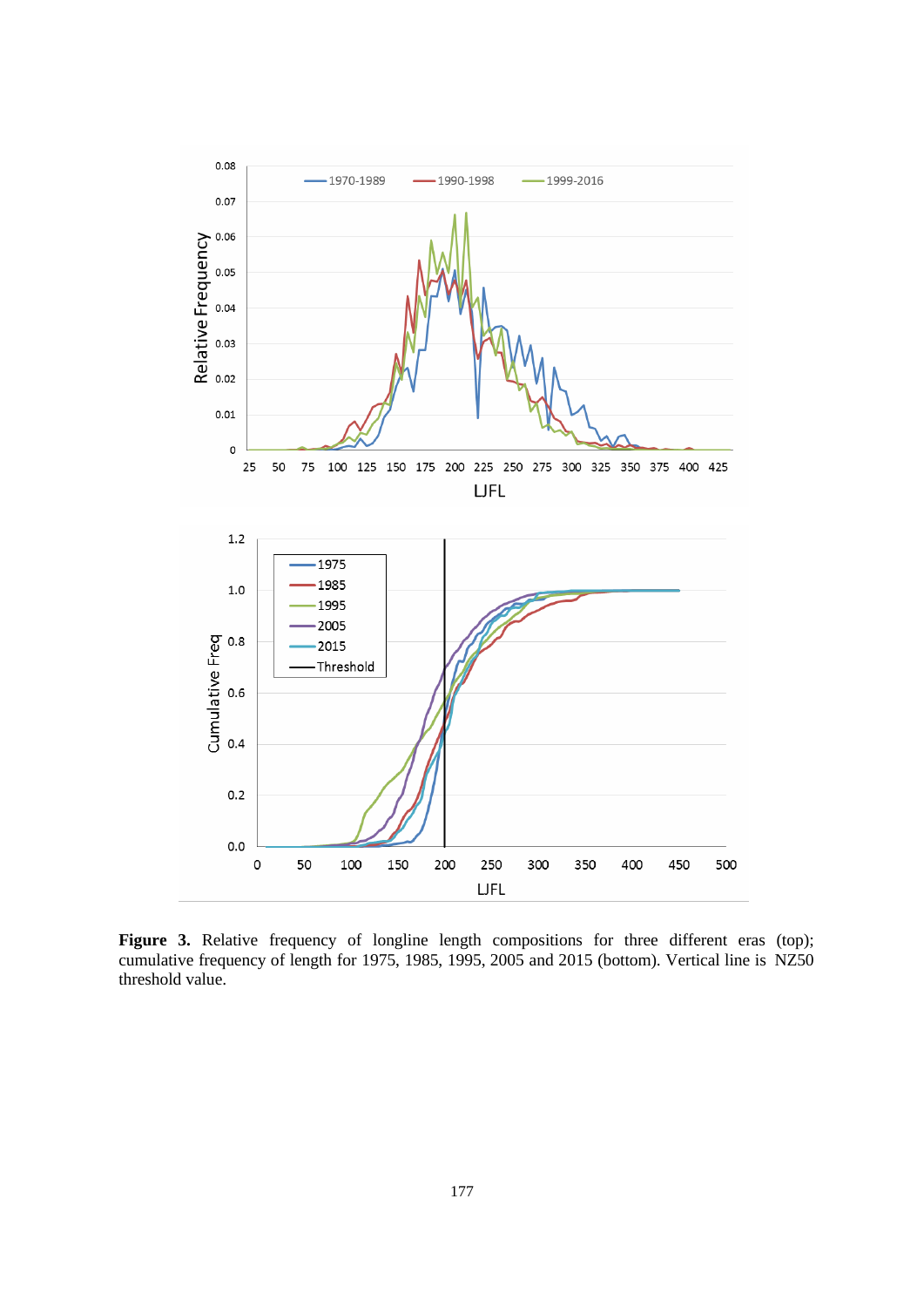**Figure 3.** Relative frequency of longline length compositions for three different eras (top); cumulative frequency of length for 1975, 1985, 1995, 2005 and 2015 (bottom). Vertical line is NZ50 threshold value.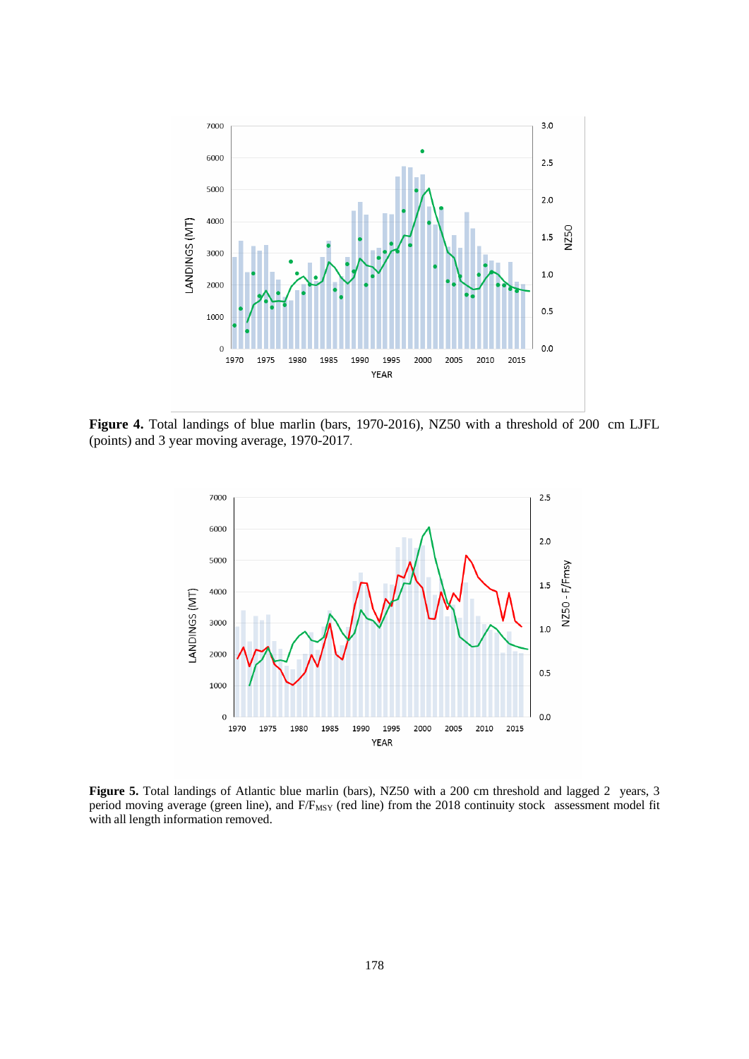**Figure 4.** Total landings of blue marlin (bars, 1970-2016), NZ50 with a threshold of 200 cm LJFL (points) and 3 year moving average, 1970-2017.

**Figure 5.** Total landings of Atlantic blue marlin (bars), NZ50 with a 200 cm threshold and lagged 2 years, 3 period moving average (green line), and $F/F_{MSY}$ (red line) from the 2018 continuity stock assessment model fit with all length information removed.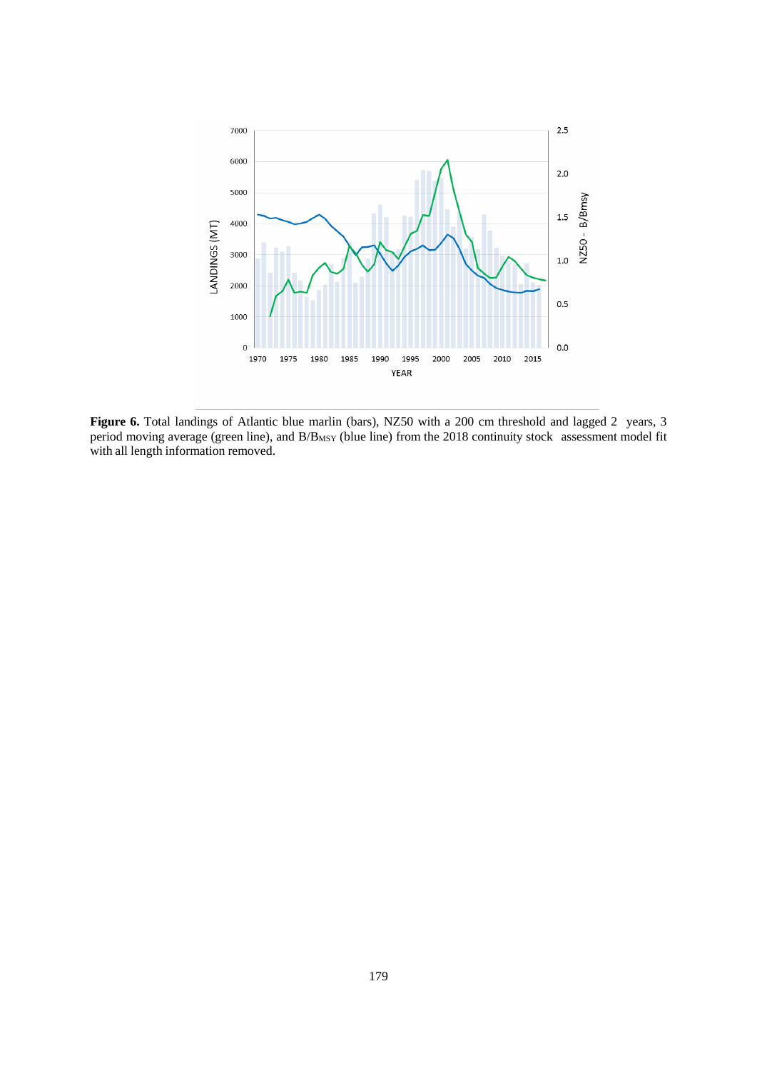7000
6000
5000
4000
3000
2000
1000
0

LANDINGS (MT)

2.5
2.0
1.5
1.0
0.5
0.0

NZ50 - B/Bmsy

1970 1975 1980 1985 1990 1995 2000 2005 2010 2015

YEAR

**Figure 6.** Total landings of Atlantic blue marlin (bars), NZ50 with a 200 cm threshold and lagged 2 years, 3 period moving average (green line), and $B/B_{MSY}$ (blue line) from the 2018 continuity stock assessment model fit with all length information removed.